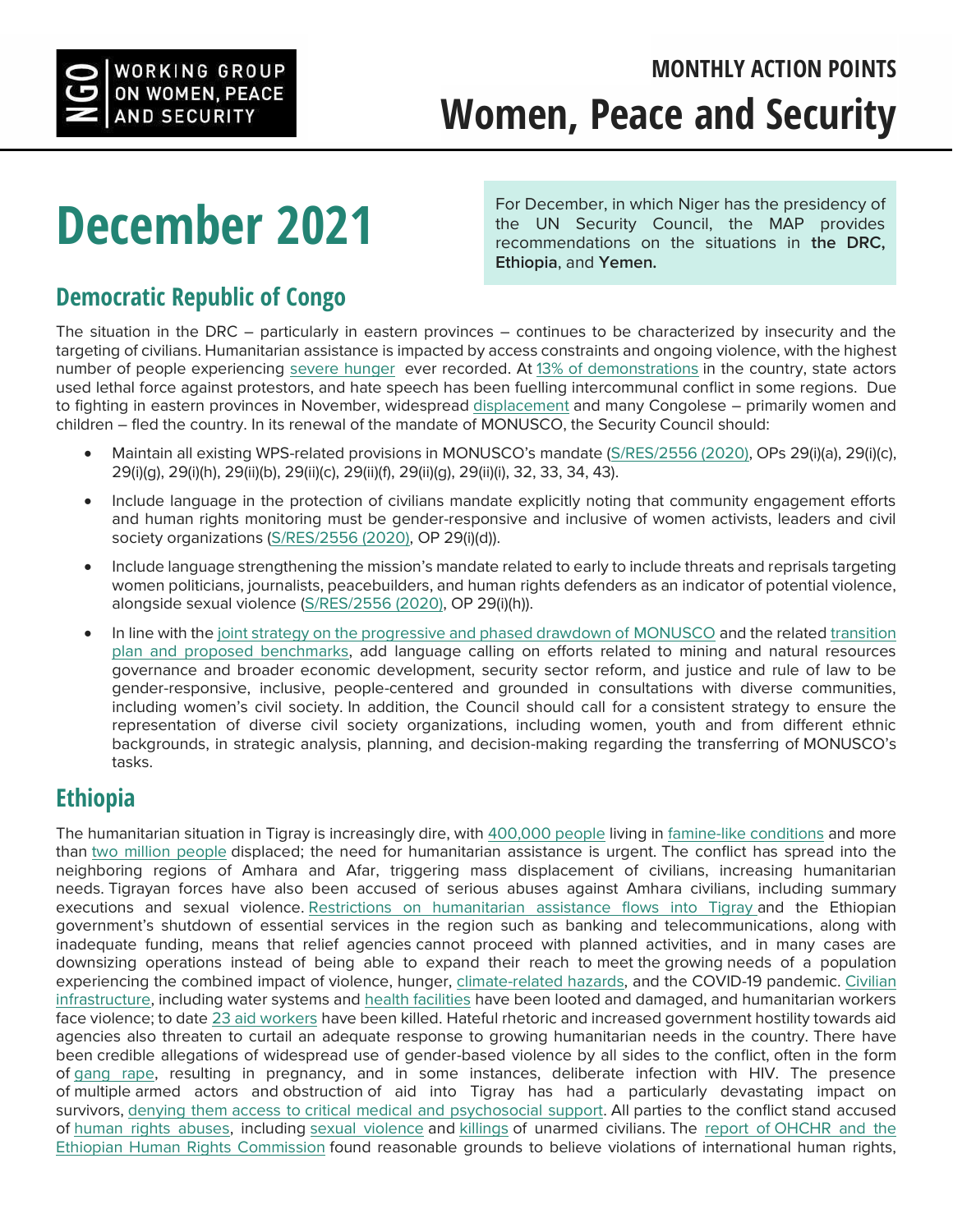NGO WORKING GROUP ON WOMEN, PEACE AND SECURITY

MONTHLY ACTION POINTS

# Women, Peace and Security

# December 2021

For December, in which Niger has the presidency of the UN Security Council, the MAP provides recommendations on the situations in **the DRC, Ethiopia**, and **Yemen.**

## Democratic Republic of Congo

The situation in the DRC – particularly in eastern provinces – continues to be characterized by insecurity and the targeting of civilians. Humanitarian assistance is impacted by access constraints and ongoing violence, with the highest number of people experiencing severe hunger ever recorded. At 13% of demonstrations in the country, state actors used lethal force against protestors, and hate speech has been fuelling intercommunal conflict in some regions. Due to fighting in eastern provinces in November, widespread displacement and many Congolese – primarily women and children – fled the country. In its renewal of the mandate of MONUSCO, the Security Council should:

- Maintain all existing WPS-related provisions in MONUSCO's mandate (S/RES/2556 (2020), OPs 29(i)(a), 29(i)(c), 29(i)(g), 29(i)(h), 29(ii)(b), 29(ii)(c), 29(ii)(f), 29(ii)(g), 29(ii)(i), 32, 33, 34, 43).
- Include language in the protection of civilians mandate explicitly noting that community engagement efforts and human rights monitoring must be gender-responsive and inclusive of women activists, leaders and civil society organizations (S/RES/2556 (2020), OP 29(i)(d)).
- Include language strengthening the mission's mandate related to early to include threats and reprisals targeting women politicians, journalists, peacebuilders, and human rights defenders as an indicator of potential violence, alongside sexual violence (S/RES/2556 (2020), OP 29(i)(h)).
- In line with the joint strategy on the progressive and phased drawdown of MONUSCO and the related transition plan and proposed benchmarks, add language calling on efforts related to mining and natural resources governance and broader economic development, security sector reform, and justice and rule of law to be gender-responsive, inclusive, people-centered and grounded in consultations with diverse communities, including women's civil society. In addition, the Council should call for a consistent strategy to ensure the representation of diverse civil society organizations, including women, youth and from different ethnic backgrounds, in strategic analysis, planning, and decision-making regarding the transferring of MONUSCO's tasks.

## Ethiopia

The humanitarian situation in Tigray is increasingly dire, with 400,000 people living in famine-like conditions and more than two million people displaced; the need for humanitarian assistance is urgent. The conflict has spread into the neighboring regions of Amhara and Afar, triggering mass displacement of civilians, increasing humanitarian needs. Tigrayan forces have also been accused of serious abuses against Amhara civilians, including summary executions and sexual violence. Restrictions on humanitarian assistance flows into Tigray and the Ethiopian government's shutdown of essential services in the region such as banking and telecommunications, along with inadequate funding, means that relief agencies cannot proceed with planned activities, and in many cases are downsizing operations instead of being able to expand their reach to meet the growing needs of a population experiencing the combined impact of violence, hunger, climate-related hazards, and the COVID-19 pandemic. Civilian infrastructure, including water systems and health facilities have been looted and damaged, and humanitarian workers face violence; to date 23 aid workers have been killed. Hateful rhetoric and increased government hostility towards aid agencies also threaten to curtail an adequate response to growing humanitarian needs in the country. There have been credible allegations of widespread use of gender-based violence by all sides to the conflict, often in the form of gang rape, resulting in pregnancy, and in some instances, deliberate infection with HIV. The presence of multiple armed actors and obstruction of aid into Tigray has had a particularly devastating impact on survivors, denying them access to critical medical and psychosocial support. All parties to the conflict stand accused of human rights abuses, including sexual violence and killings of unarmed civilians. The report of OHCHR and the Ethiopian Human Rights Commission found reasonable grounds to believe violations of international human rights,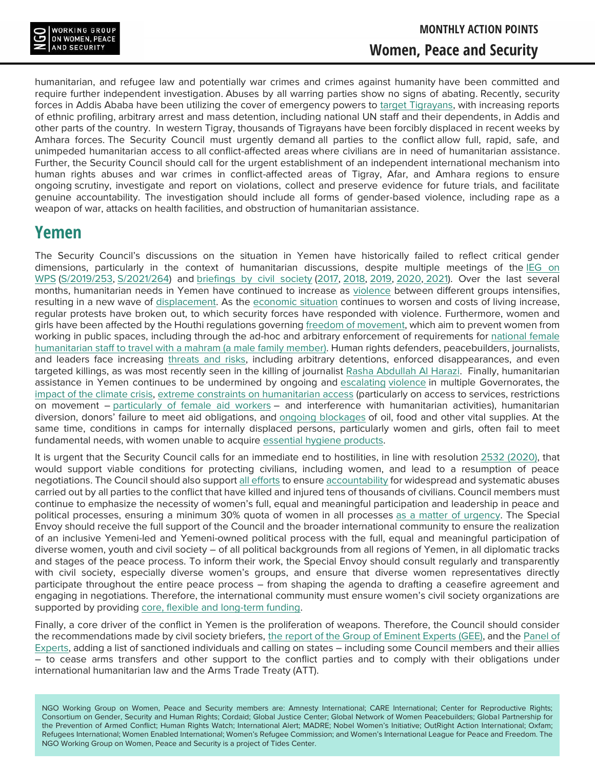humanitarian, and refugee law and potentially war crimes and crimes against humanity have been committed and require further independent investigation. Abuses by all warring parties show no signs of abating. Recently, security forces in Addis Ababa have been utilizing the cover of emergency powers to target Tigrayans, with increasing reports of ethnic profiling, arbitrary arrest and mass detention, including national UN staff and their dependents, in Addis and other parts of the country. In western Tigray, thousands of Tigrayans have been forcibly displaced in recent weeks by Amhara forces. The Security Council must urgently demand all parties to the conflict allow full, rapid, safe, and unimpeded humanitarian access to all conflict-affected areas where civilians are in need of humanitarian assistance. Further, the Security Council should call for the urgent establishment of an independent international mechanism into human rights abuses and war crimes in conflict-affected areas of Tigray, Afar, and Amhara regions to ensure ongoing scrutiny, investigate and report on violations, collect and preserve evidence for future trials, and facilitate genuine accountability. The investigation should include all forms of gender-based violence, including rape as a weapon of war, attacks on health facilities, and obstruction of humanitarian assistance.

## Yemen

The Security Council's discussions on the situation in Yemen have historically failed to reflect critical gender dimensions, particularly in the context of humanitarian discussions, despite multiple meetings of the IEG on WPS (S/2019/253, S/2021/264) and briefings by civil society (2017, 2018, 2019, 2020, 2021). Over the last several months, humanitarian needs in Yemen have continued to increase as violence between different groups intensifies, resulting in a new wave of displacement. As the economic situation continues to worsen and costs of living increase, regular protests have broken out, to which security forces have responded with violence. Furthermore, women and girls have been affected by the Houthi regulations governing freedom of movement, which aim to prevent women from working in public spaces, including through the ad-hoc and arbitrary enforcement of requirements for national female humanitarian staff to travel with a mahram (a male family member). Human rights defenders, peacebuilders, journalists, and leaders face increasing threats and risks, including arbitrary detentions, enforced disappearances, and even targeted killings, as was most recently seen in the killing of journalist Rasha Abdullah Al Harazi. Finally, humanitarian assistance in Yemen continues to be undermined by ongoing and escalating violence in multiple Governorates, the impact of the climate crisis, extreme constraints on humanitarian access (particularly on access to services, restrictions on movement – particularly of female aid workers – and interference with humanitarian activities), humanitarian diversion, donors' failure to meet aid obligations, and ongoing blockages of oil, food and other vital supplies. At the same time, conditions in camps for internally displaced persons, particularly women and girls, often fail to meet fundamental needs, with women unable to acquire essential hygiene products.

It is urgent that the Security Council calls for an immediate end to hostilities, in line with resolution 2532 (2020), that would support viable conditions for protecting civilians, including women, and lead to a resumption of peace negotiations. The Council should also support all efforts to ensure accountability for widespread and systematic abuses carried out by all parties to the conflict that have killed and injured tens of thousands of civilians. Council members must continue to emphasize the necessity of women's full, equal and meaningful participation and leadership in peace and political processes, ensuring a minimum 30% quota of women in all processes as a matter of urgency. The Special Envoy should receive the full support of the Council and the broader international community to ensure the realization of an inclusive Yemeni-led and Yemeni-owned political process with the full, equal and meaningful participation of diverse women, youth and civil society – of all political backgrounds from all regions of Yemen, in all diplomatic tracks and stages of the peace process. To inform their work, the Special Envoy should consult regularly and transparently with civil society, especially diverse women's groups, and ensure that diverse women representatives directly participate throughout the entire peace process – from shaping the agenda to drafting a ceasefire agreement and engaging in negotiations. Therefore, the international community must ensure women's civil society organizations are supported by providing core, flexible and long-term funding.

Finally, a core driver of the conflict in Yemen is the proliferation of weapons. Therefore, the Council should consider the recommendations made by civil society briefers, the report of the Group of Eminent Experts (GEE), and the Panel of Experts, adding a list of sanctioned individuals and calling on states – including some Council members and their allies – to cease arms transfers and other support to the conflict parties and to comply with their obligations under international humanitarian law and the Arms Trade Treaty (ATT).

NGO Working Group on Women, Peace and Security members are: Amnesty International; CARE International; Center for Reproductive Rights; Consortium on Gender, Security and Human Rights; Cordaid; Global Justice Center; Global Network of Women Peacebuilders; Global Partnership for the Prevention of Armed Conflict; Human Rights Watch; International Alert; MADRE; Nobel Women's Initiative; OutRight Action International; Oxfam; Refugees International; Women Enabled International; Women's Refugee Commission; and Women's International League for Peace and Freedom. The NGO Working Group on Women, Peace and Security is a project of Tides Center.